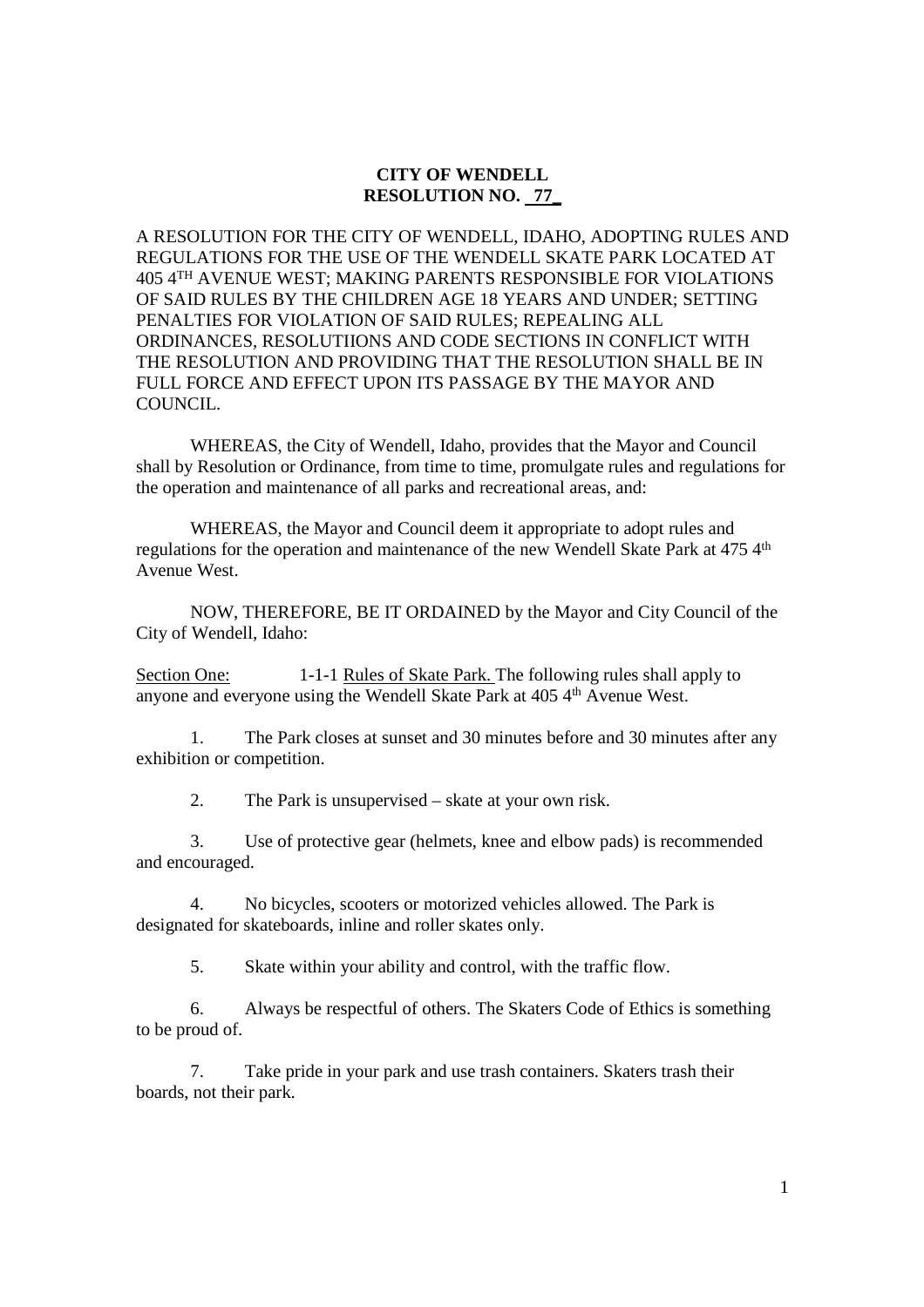**CITY OF WENDELL**
**RESOLUTION NO. 77**

A RESOLUTION FOR THE CITY OF WENDELL, IDAHO, ADOPTING RULES AND REGULATIONS FOR THE USE OF THE WENDELL SKATE PARK LOCATED AT 405 4TH AVENUE WEST; MAKING PARENTS RESPONSIBLE FOR VIOLATIONS OF SAID RULES BY THE CHILDREN AGE 18 YEARS AND UNDER; SETTING PENALTIES FOR VIOLATION OF SAID RULES; REPEALING ALL ORDINANCES, RESOLUTIIONS AND CODE SECTIONS IN CONFLICT WITH THE RESOLUTION AND PROVIDING THAT THE RESOLUTION SHALL BE IN FULL FORCE AND EFFECT UPON ITS PASSAGE BY THE MAYOR AND COUNCIL.

WHEREAS, the City of Wendell, Idaho, provides that the Mayor and Council shall by Resolution or Ordinance, from time to time, promulgate rules and regulations for the operation and maintenance of all parks and recreational areas, and:

WHEREAS, the Mayor and Council deem it appropriate to adopt rules and regulations for the operation and maintenance of the new Wendell Skate Park at 475 4th Avenue West.

NOW, THEREFORE, BE IT ORDAINED by the Mayor and City Council of the City of Wendell, Idaho:

Section One: 1-1-1 Rules of Skate Park. The following rules shall apply to anyone and everyone using the Wendell Skate Park at 405 4th Avenue West.

1. The Park closes at sunset and 30 minutes before and 30 minutes after any exhibition or competition.

2. The Park is unsupervised – skate at your own risk.

3. Use of protective gear (helmets, knee and elbow pads) is recommended and encouraged.

4. No bicycles, scooters or motorized vehicles allowed. The Park is designated for skateboards, inline and roller skates only.

5. Skate within your ability and control, with the traffic flow.

6. Always be respectful of others. The Skaters Code of Ethics is something to be proud of.

7. Take pride in your park and use trash containers. Skaters trash their boards, not their park.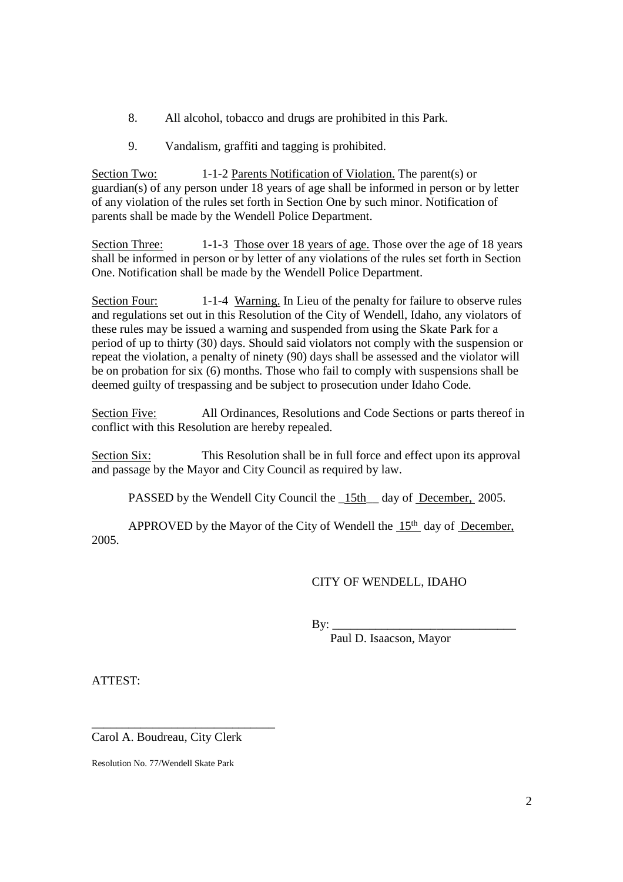8. All alcohol, tobacco and drugs are prohibited in this Park.

9. Vandalism, graffiti and tagging is prohibited.

<u>Section Two:</u> 1-1-2 <u>Parents Notification of Violation.</u> The parent(s) or guardian(s) of any person under 18 years of age shall be informed in person or by letter of any violation of the rules set forth in Section One by such minor. Notification of parents shall be made by the Wendell Police Department.

<u>Section Three:</u> 1-1-3 <u>Those over 18 years of age.</u> Those over the age of 18 years shall be informed in person or by letter of any violations of the rules set forth in Section One. Notification shall be made by the Wendell Police Department.

<u>Section Four:</u> 1-1-4 <u>Warning.</u> In Lieu of the penalty for failure to observe rules and regulations set out in this Resolution of the City of Wendell, Idaho, any violators of these rules may be issued a warning and suspended from using the Skate Park for a period of up to thirty (30) days. Should said violators not comply with the suspension or repeat the violation, a penalty of ninety (90) days shall be assessed and the violator will be on probation for six (6) months. Those who fail to comply with suspensions shall be deemed guilty of trespassing and be subject to prosecution under Idaho Code.

<u>Section Five:</u> All Ordinances, Resolutions and Code Sections or parts thereof in conflict with this Resolution are hereby repealed.

<u>Section Six:</u> This Resolution shall be in full force and effect upon its approval and passage by the Mayor and City Council as required by law.

PASSED by the Wendell City Council the _15th__ day of December, 2005.

APPROVED by the Mayor of the City of Wendell the 15th day of December, 2005.

CITY OF WENDELL, IDAHO

By: ______________________________
Paul D. Isaacson, Mayor

ATTEST:

______________________________
Carol A. Boudreau, City Clerk

Resolution No. 77/Wendell Skate Park